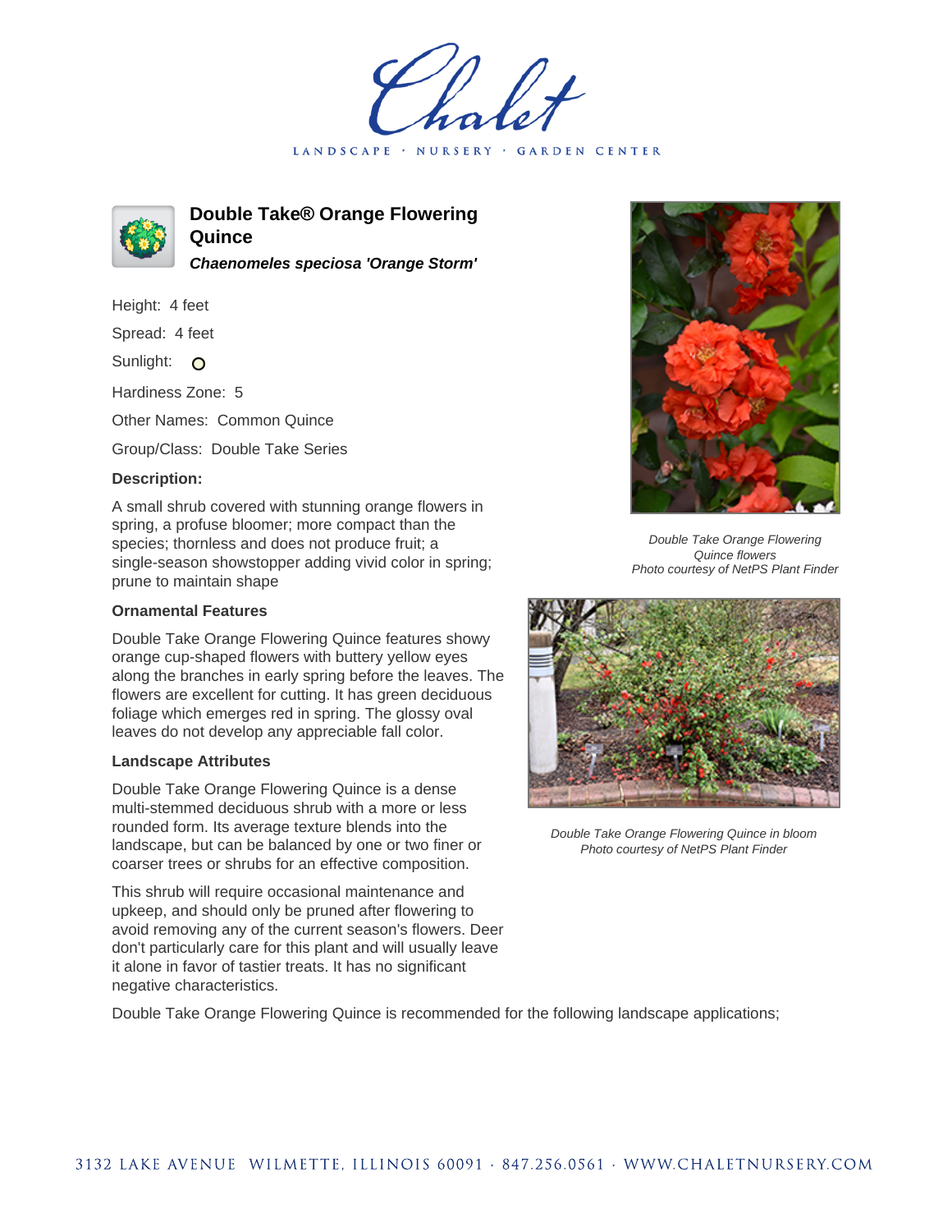# Double Take® Orange Flowering Quince

***Chaenomeles speciosa 'Orange Storm'***

Height: 4 feet

Spread: 4 feet

Sunlight:

Hardiness Zone: 5

Other Names: Common Quince

Group/Class: Double Take Series

### Description:

A small shrub covered with stunning orange flowers in spring, a profuse bloomer; more compact than the species; thornless and does not produce fruit; a single-season showstopper adding vivid color in spring; prune to maintain shape

### Ornamental Features

Double Take Orange Flowering Quince features showy orange cup-shaped flowers with buttery yellow eyes along the branches in early spring before the leaves. The flowers are excellent for cutting. It has green deciduous foliage which emerges red in spring. The glossy oval leaves do not develop any appreciable fall color.

### Landscape Attributes

Double Take Orange Flowering Quince is a dense multi-stemmed deciduous shrub with a more or less rounded form. Its average texture blends into the landscape, but can be balanced by one or two finer or coarser trees or shrubs for an effective composition.

This shrub will require occasional maintenance and upkeep, and should only be pruned after flowering to avoid removing any of the current season's flowers. Deer don't particularly care for this plant and will usually leave it alone in favor of tastier treats. It has no significant negative characteristics.

*Double Take Orange Flowering Quince flowers*
*Photo courtesy of NetPS Plant Finder*

*Double Take Orange Flowering Quince in bloom*
*Photo courtesy of NetPS Plant Finder*

Double Take Orange Flowering Quince is recommended for the following landscape applications;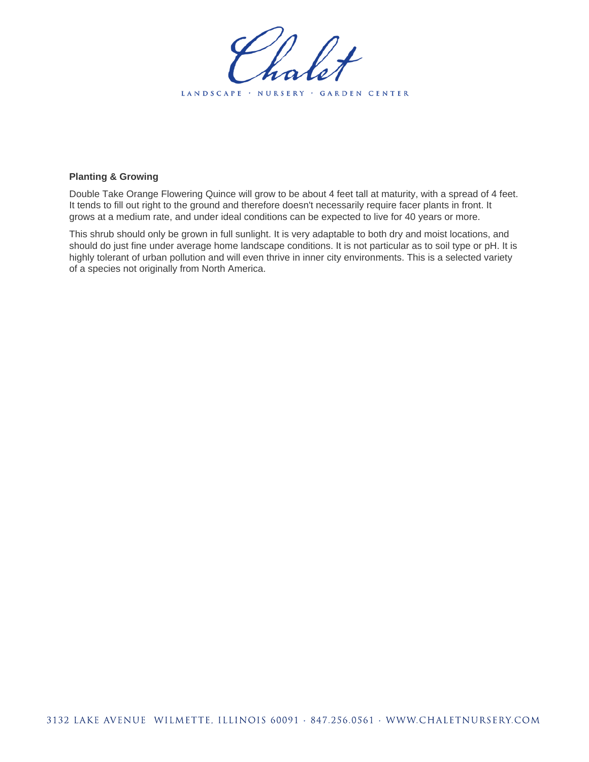**Planting & Growing**

Double Take Orange Flowering Quince will grow to be about 4 feet tall at maturity, with a spread of 4 feet. It tends to fill out right to the ground and therefore doesn't necessarily require facer plants in front. It grows at a medium rate, and under ideal conditions can be expected to live for 40 years or more.

This shrub should only be grown in full sunlight. It is very adaptable to both dry and moist locations, and should do just fine under average home landscape conditions. It is not particular as to soil type or pH. It is highly tolerant of urban pollution and will even thrive in inner city environments. This is a selected variety of a species not originally from North America.